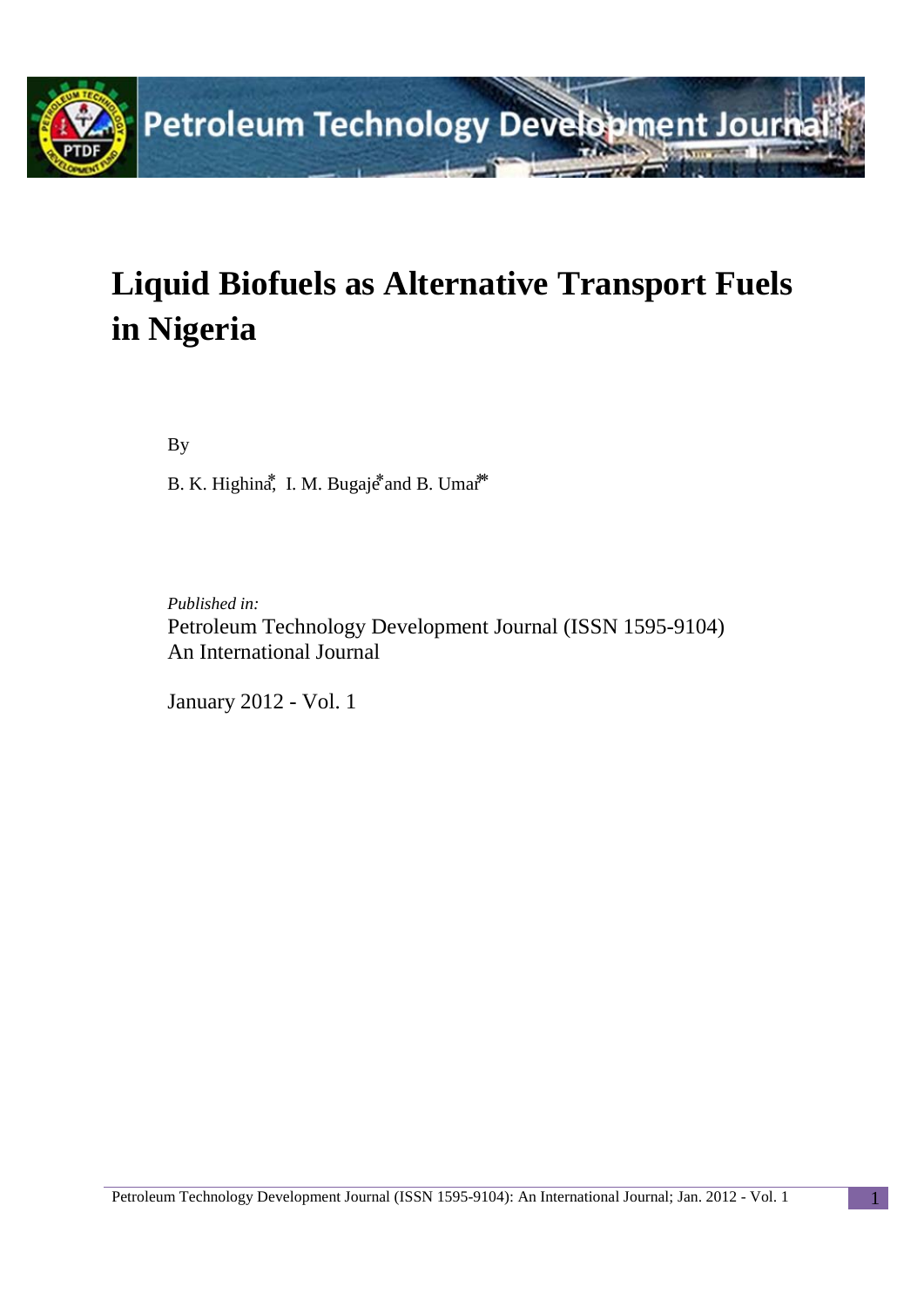# Liquid Biofuels as Alternative Transport Fuels in Nigeria

By

B. K. Highina[*], I. M. Bugaje[*] and B. Umar[**]

*Published in:*

Petroleum Technology Development Journal (ISSN 1595-9104)
An International Journal

January 2012 - Vol. 1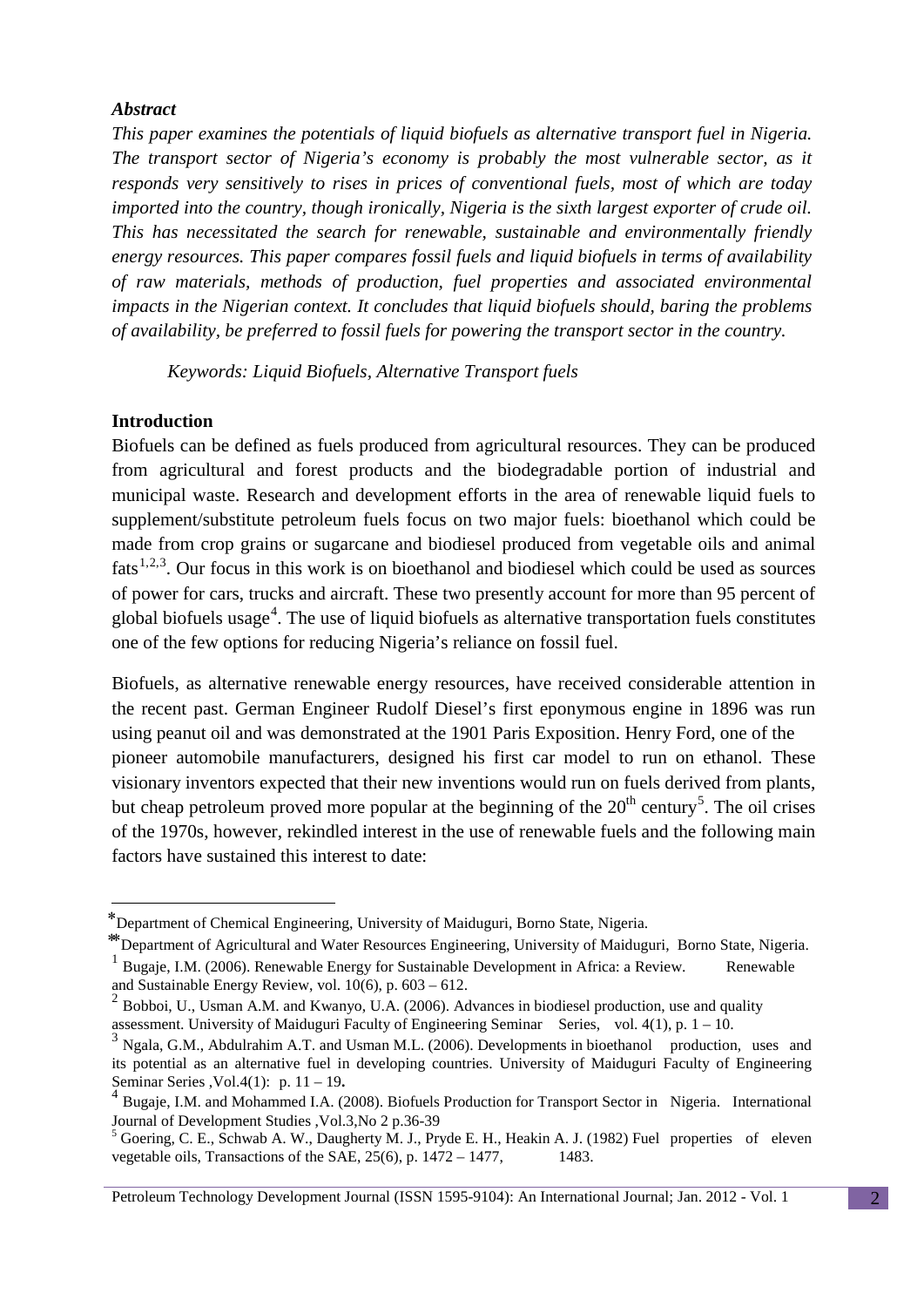### *Abstract*

*This paper examines the potentials of liquid biofuels as alternative transport fuel in Nigeria. The transport sector of Nigeria's economy is probably the most vulnerable sector, as it responds very sensitively to rises in prices of conventional fuels, most of which are today imported into the country, though ironically, Nigeria is the sixth largest exporter of crude oil. This has necessitated the search for renewable, sustainable and environmentally friendly energy resources. This paper compares fossil fuels and liquid biofuels in terms of availability of raw materials, methods of production, fuel properties and associated environmental impacts in the Nigerian context. It concludes that liquid biofuels should, baring the problems of availability, be preferred to fossil fuels for powering the transport sector in the country.*

*Keywords: Liquid Biofuels, Alternative Transport fuels*

## Introduction

Biofuels can be defined as fuels produced from agricultural resources. They can be produced from agricultural and forest products and the biodegradable portion of industrial and municipal waste. Research and development efforts in the area of renewable liquid fuels to supplement/substitute petroleum fuels focus on two major fuels: bioethanol which could be made from crop grains or sugarcane and biodiesel produced from vegetable oils and animal fats[1,2,3]. Our focus in this work is on bioethanol and biodiesel which could be used as sources of power for cars, trucks and aircraft. These two presently account for more than 95 percent of global biofuels usage[4]. The use of liquid biofuels as alternative transportation fuels constitutes one of the few options for reducing Nigeria's reliance on fossil fuel.

Biofuels, as alternative renewable energy resources, have received considerable attention in the recent past. German Engineer Rudolf Diesel's first eponymous engine in 1896 was run using peanut oil and was demonstrated at the 1901 Paris Exposition. Henry Ford, one of the pioneer automobile manufacturers, designed his first car model to run on ethanol. These visionary inventors expected that their new inventions would run on fuels derived from plants, but cheap petroleum proved more popular at the beginning of the 20th century[5]. The oil crises of the 1970s, however, rekindled interest in the use of renewable fuels and the following main factors have sustained this interest to date:

---

[*] Department of Chemical Engineering, University of Maiduguri, Borno State, Nigeria.

[**] Department of Agricultural and Water Resources Engineering, University of Maiduguri, Borno State, Nigeria.

[1] Bugaje, I.M. (2006). Renewable Energy for Sustainable Development in Africa: a Review. Renewable and Sustainable Energy Review, vol. 10(6), p. 603 – 612.

[2] Bobboi, U., Usman A.M. and Kwanyo, U.A. (2006). Advances in biodiesel production, use and quality assessment. University of Maiduguri Faculty of Engineering Seminar Series, vol. 4(1), p. 1 – 10.

[3] Ngala, G.M., Abdulrahim A.T. and Usman M.L. (2006). Developments in bioethanol production, uses and its potential as an alternative fuel in developing countries. University of Maiduguri Faculty of Engineering Seminar Series ,Vol.4(1): p. 11 – 19.

[4] Bugaje, I.M. and Mohammed I.A. (2008). Biofuels Production for Transport Sector in Nigeria. International Journal of Development Studies ,Vol.3,No 2 p.36-39

[5] Goering, C. E., Schwab A. W., Daugherty M. J., Pryde E. H., Heakin A. J. (1982) Fuel properties of eleven vegetable oils, Transactions of the SAE, 25(6), p. 1472 – 1477, 1483.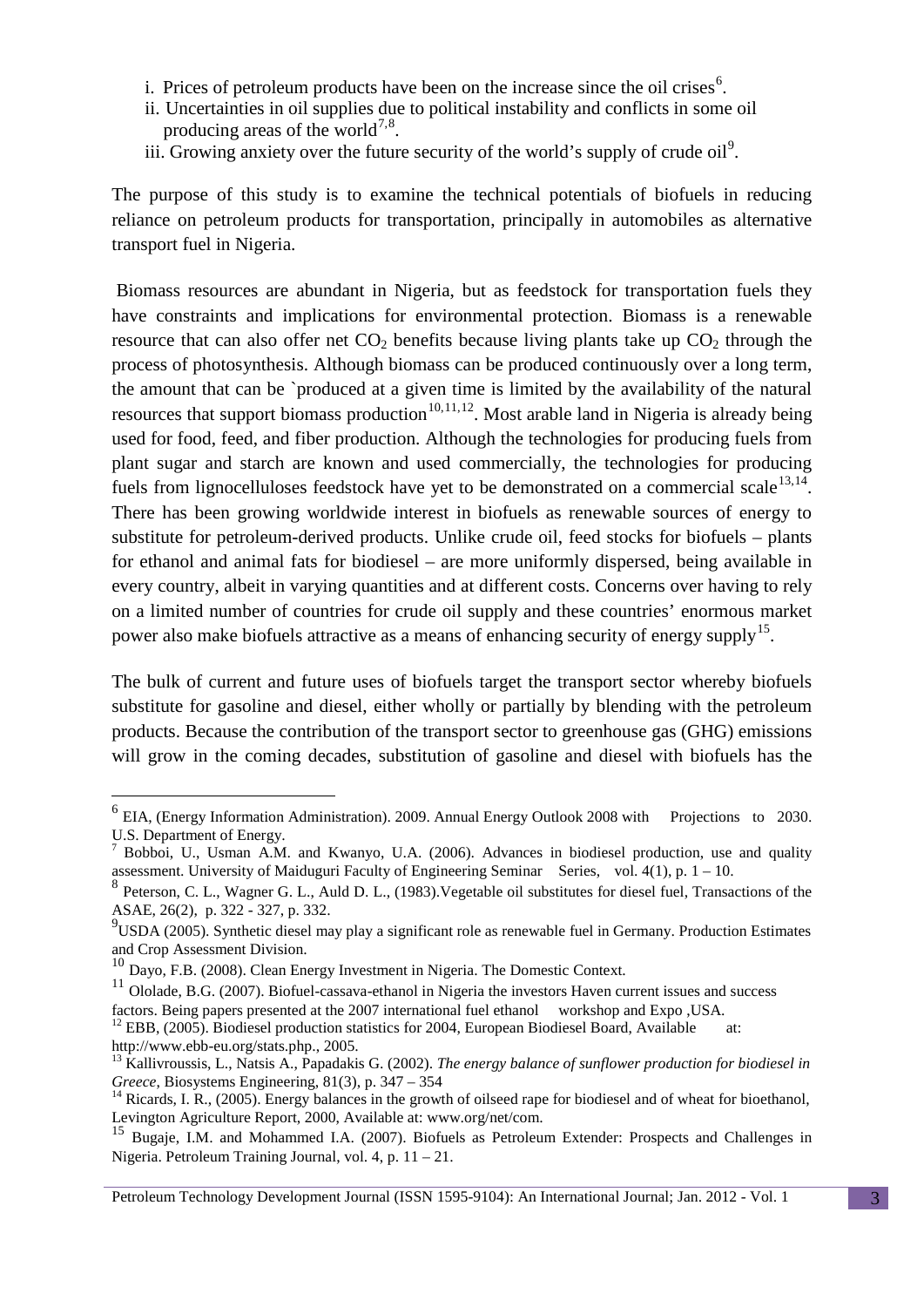i. Prices of petroleum products have been on the increase since the oil crises[6].

ii. Uncertainties in oil supplies due to political instability and conflicts in some oil producing areas of the world[7,8].

iii. Growing anxiety over the future security of the world's supply of crude oil[9].

The purpose of this study is to examine the technical potentials of biofuels in reducing reliance on petroleum products for transportation, principally in automobiles as alternative transport fuel in Nigeria.

Biomass resources are abundant in Nigeria, but as feedstock for transportation fuels they have constraints and implications for environmental protection. Biomass is a renewable resource that can also offer net $CO_2$ benefits because living plants take up $CO_2$ through the process of photosynthesis. Although biomass can be produced continuously over a long term, the amount that can be `produced at a given time is limited by the availability of the natural resources that support biomass production[10,11,12]. Most arable land in Nigeria is already being used for food, feed, and fiber production. Although the technologies for producing fuels from plant sugar and starch are known and used commercially, the technologies for producing fuels from lignocelluloses feedstock have yet to be demonstrated on a commercial scale[13,14]. There has been growing worldwide interest in biofuels as renewable sources of energy to substitute for petroleum-derived products. Unlike crude oil, feed stocks for biofuels – plants for ethanol and animal fats for biodiesel – are more uniformly dispersed, being available in every country, albeit in varying quantities and at different costs. Concerns over having to rely on a limited number of countries for crude oil supply and these countries' enormous market power also make biofuels attractive as a means of enhancing security of energy supply[15].

The bulk of current and future uses of biofuels target the transport sector whereby biofuels substitute for gasoline and diesel, either wholly or partially by blending with the petroleum products. Because the contribution of the transport sector to greenhouse gas (GHG) emissions will grow in the coming decades, substitution of gasoline and diesel with biofuels has the

---

[6] EIA, (Energy Information Administration). 2009. Annual Energy Outlook 2008 with Projections to 2030. U.S. Department of Energy.

[7] Bobboi, U., Usman A.M. and Kwanyo, U.A. (2006). Advances in biodiesel production, use and quality assessment. University of Maiduguri Faculty of Engineering Seminar Series, vol. 4(1), p. 1 – 10.

[8] Peterson, C. L., Wagner G. L., Auld D. L., (1983).Vegetable oil substitutes for diesel fuel, Transactions of the ASAE, 26(2), p. 322 - 327, p. 332.

[9] USDA (2005). Synthetic diesel may play a significant role as renewable fuel in Germany. Production Estimates and Crop Assessment Division.

[10] Dayo, F.B. (2008). Clean Energy Investment in Nigeria. The Domestic Context.

[11] Ololade, B.G. (2007). Biofuel-cassava-ethanol in Nigeria the investors Haven current issues and success factors. Being papers presented at the 2007 international fuel ethanol workshop and Expo ,USA.

[12] EBB, (2005). Biodiesel production statistics for 2004, European Biodiesel Board, Available at: http://www.ebb-eu.org/stats.php., 2005.

[13] Kallivroussis, L., Natsis A., Papadakis G. (2002). *The energy balance of sunflower production for biodiesel in Greece*, Biosystems Engineering, 81(3), p. 347 – 354

[14] Ricards, I. R., (2005). Energy balances in the growth of oilseed rape for biodiesel and of wheat for bioethanol, Levington Agriculture Report, 2000, Available at: www.org/net/com.

[15] Bugaje, I.M. and Mohammed I.A. (2007). Biofuels as Petroleum Extender: Prospects and Challenges in Nigeria. Petroleum Training Journal, vol. 4, p. 11 – 21.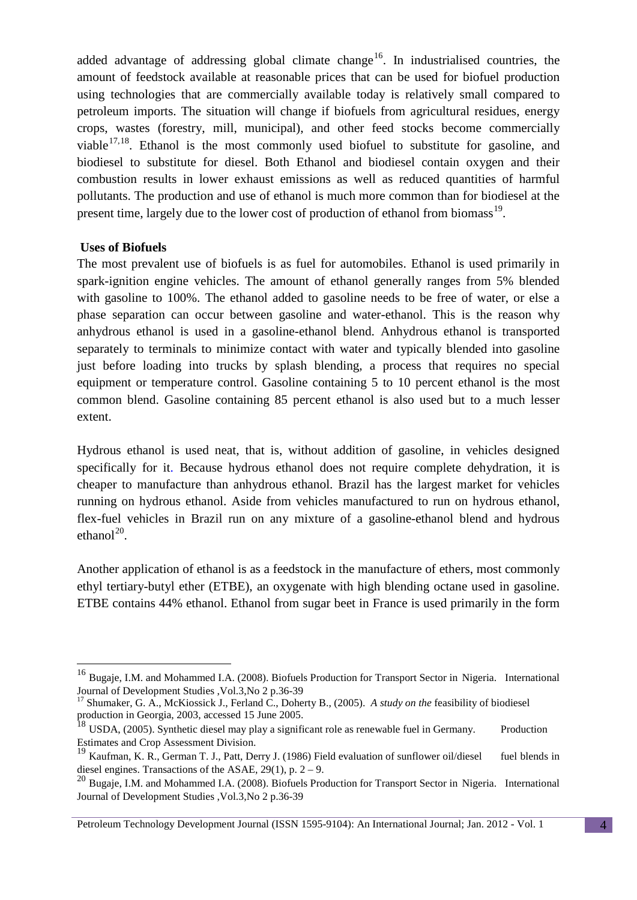added advantage of addressing global climate change[16]. In industrialised countries, the amount of feedstock available at reasonable prices that can be used for biofuel production using technologies that are commercially available today is relatively small compared to petroleum imports. The situation will change if biofuels from agricultural residues, energy crops, wastes (forestry, mill, municipal), and other feed stocks become commercially viable[17,18]. Ethanol is the most commonly used biofuel to substitute for gasoline, and biodiesel to substitute for diesel. Both Ethanol and biodiesel contain oxygen and their combustion results in lower exhaust emissions as well as reduced quantities of harmful pollutants. The production and use of ethanol is much more common than for biodiesel at the present time, largely due to the lower cost of production of ethanol from biomass[19].

**Uses of Biofuels**

The most prevalent use of biofuels is as fuel for automobiles. Ethanol is used primarily in spark-ignition engine vehicles. The amount of ethanol generally ranges from 5% blended with gasoline to 100%. The ethanol added to gasoline needs to be free of water, or else a phase separation can occur between gasoline and water-ethanol. This is the reason why anhydrous ethanol is used in a gasoline-ethanol blend. Anhydrous ethanol is transported separately to terminals to minimize contact with water and typically blended into gasoline just before loading into trucks by splash blending, a process that requires no special equipment or temperature control. Gasoline containing 5 to 10 percent ethanol is the most common blend. Gasoline containing 85 percent ethanol is also used but to a much lesser extent.

Hydrous ethanol is used neat, that is, without addition of gasoline, in vehicles designed specifically for it. Because hydrous ethanol does not require complete dehydration, it is cheaper to manufacture than anhydrous ethanol. Brazil has the largest market for vehicles running on hydrous ethanol. Aside from vehicles manufactured to run on hydrous ethanol, flex-fuel vehicles in Brazil run on any mixture of a gasoline-ethanol blend and hydrous ethanol[20].

Another application of ethanol is as a feedstock in the manufacture of ethers, most commonly ethyl tertiary-butyl ether (ETBE), an oxygenate with high blending octane used in gasoline. ETBE contains 44% ethanol. Ethanol from sugar beet in France is used primarily in the form

---

[16] Bugaje, I.M. and Mohammed I.A. (2008). Biofuels Production for Transport Sector in Nigeria. International Journal of Development Studies ,Vol.3,No 2 p.36-39

[17] Shumaker, G. A., McKiossick J., Ferland C., Doherty B., (2005). *A study on the* feasibility of biodiesel production in Georgia, 2003, accessed 15 June 2005.

[18] USDA, (2005). Synthetic diesel may play a significant role as renewable fuel in Germany. Production Estimates and Crop Assessment Division.

[19] Kaufman, K. R., German T. J., Patt, Derry J. (1986) Field evaluation of sunflower oil/diesel fuel blends in diesel engines. Transactions of the ASAE, 29(1), p. 2 – 9.

[20] Bugaje, I.M. and Mohammed I.A. (2008). Biofuels Production for Transport Sector in Nigeria. International Journal of Development Studies ,Vol.3,No 2 p.36-39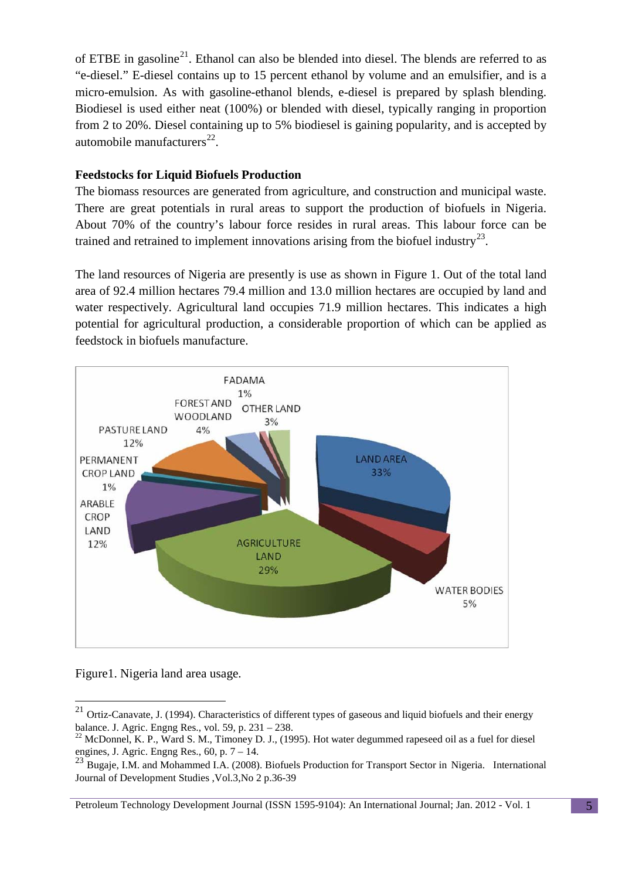of ETBE in gasoline[21]. Ethanol can also be blended into diesel. The blends are referred to as "e-diesel." E-diesel contains up to 15 percent ethanol by volume and an emulsifier, and is a micro-emulsion. As with gasoline-ethanol blends, e-diesel is prepared by splash blending. Biodiesel is used either neat (100%) or blended with diesel, typically ranging in proportion from 2 to 20%. Diesel containing up to 5% biodiesel is gaining popularity, and is accepted by automobile manufacturers[22].

**Feedstocks for Liquid Biofuels Production**

The biomass resources are generated from agriculture, and construction and municipal waste. There are great potentials in rural areas to support the production of biofuels in Nigeria. About 70% of the country's labour force resides in rural areas. This labour force can be trained and retrained to implement innovations arising from the biofuel industry[23].

The land resources of Nigeria are presently is use as shown in Figure 1. Out of the total land area of 92.4 million hectares 79.4 million and 13.0 million hectares are occupied by land and water respectively. Agricultural land occupies 71.9 million hectares. This indicates a high potential for agricultural production, a considerable proportion of which can be applied as feedstock in biofuels manufacture.

Figure1. Nigeria land area usage.

---

[21] Ortiz-Canavate, J. (1994). Characteristics of different types of gaseous and liquid biofuels and their energy balance. J. Agric. Engng Res., vol. 59, p. 231 – 238.

[22] McDonnel, K. P., Ward S. M., Timoney D. J., (1995). Hot water degummed rapeseed oil as a fuel for diesel engines, J. Agric. Engng Res., 60, p. 7 – 14.

[23] Bugaje, I.M. and Mohammed I.A. (2008). Biofuels Production for Transport Sector in Nigeria. International Journal of Development Studies ,Vol.3,No 2 p.36-39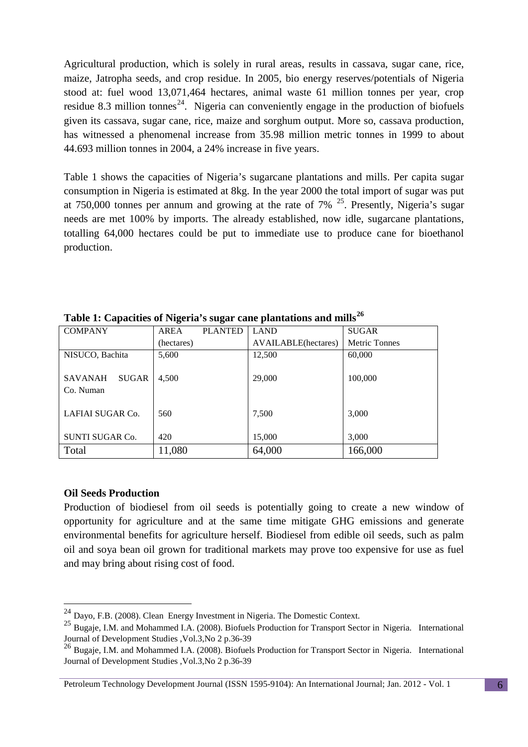Agricultural production, which is solely in rural areas, results in cassava, sugar cane, rice, maize, Jatropha seeds, and crop residue. In 2005, bio energy reserves/potentials of Nigeria stood at: fuel wood 13,071,464 hectares, animal waste 61 million tonnes per year, crop residue 8.3 million tonnes[24]. Nigeria can conveniently engage in the production of biofuels given its cassava, sugar cane, rice, maize and sorghum output. More so, cassava production, has witnessed a phenomenal increase from 35.98 million metric tonnes in 1999 to about 44.693 million tonnes in 2004, a 24% increase in five years.

Table 1 shows the capacities of Nigeria's sugarcane plantations and mills. Per capita sugar consumption in Nigeria is estimated at 8kg. In the year 2000 the total import of sugar was put at 750,000 tonnes per annum and growing at the rate of 7% [25]. Presently, Nigeria's sugar needs are met 100% by imports. The already established, now idle, sugarcane plantations, totalling 64,000 hectares could be put to immediate use to produce cane for bioethanol production.

**Table 1: Capacities of Nigeria's sugar cane plantations and mills[26]**

| COMPANY | AREA PLANTED (hectares) | LAND AVAILABLE(hectares) | SUGAR Metric Tonnes |
|---|---|---|---|
| NISUCO, Bachita | 5,600 | 12,500 | 60,000 |
| SAVANAH SUGAR Co. Numan | 4,500 | 29,000 | 100,000 |
| LAFIAI SUGAR Co. | 560 | 7,500 | 3,000 |
| SUNTI SUGAR Co. | 420 | 15,000 | 3,000 |
| Total | 11,080 | 64,000 | 166,000 |

### Oil Seeds Production

Production of biodiesel from oil seeds is potentially going to create a new window of opportunity for agriculture and at the same time mitigate GHG emissions and generate environmental benefits for agriculture herself. Biodiesel from edible oil seeds, such as palm oil and soya bean oil grown for traditional markets may prove too expensive for use as fuel and may bring about rising cost of food.

---

[24] Dayo, F.B. (2008). Clean Energy Investment in Nigeria. The Domestic Context.

[25] Bugaje, I.M. and Mohammed I.A. (2008). Biofuels Production for Transport Sector in Nigeria. International Journal of Development Studies ,Vol.3,No 2 p.36-39

[26] Bugaje, I.M. and Mohammed I.A. (2008). Biofuels Production for Transport Sector in Nigeria. International Journal of Development Studies ,Vol.3,No 2 p.36-39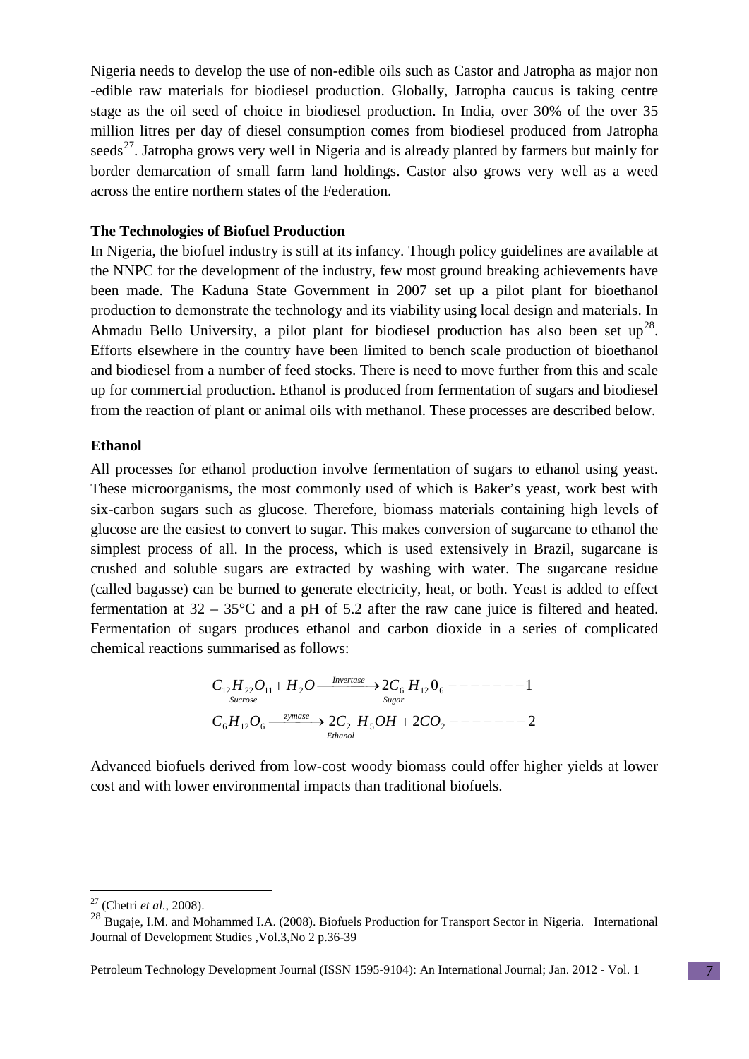Nigeria needs to develop the use of non-edible oils such as Castor and Jatropha as major non -edible raw materials for biodiesel production. Globally, Jatropha caucus is taking centre stage as the oil seed of choice in biodiesel production. In India, over 30% of the over 35 million litres per day of diesel consumption comes from biodiesel produced from Jatropha seeds[27]. Jatropha grows very well in Nigeria and is already planted by farmers but mainly for border demarcation of small farm land holdings. Castor also grows very well as a weed across the entire northern states of the Federation.

**The Technologies of Biofuel Production**

In Nigeria, the biofuel industry is still at its infancy. Though policy guidelines are available at the NNPC for the development of the industry, few most ground breaking achievements have been made. The Kaduna State Government in 2007 set up a pilot plant for bioethanol production to demonstrate the technology and its viability using local design and materials. In Ahmadu Bello University, a pilot plant for biodiesel production has also been set up[28]. Efforts elsewhere in the country have been limited to bench scale production of bioethanol and biodiesel from a number of feed stocks. There is need to move further from this and scale up for commercial production. Ethanol is produced from fermentation of sugars and biodiesel from the reaction of plant or animal oils with methanol. These processes are described below.

**Ethanol**

All processes for ethanol production involve fermentation of sugars to ethanol using yeast. These microorganisms, the most commonly used of which is Baker's yeast, work best with six-carbon sugars such as glucose. Therefore, biomass materials containing high levels of glucose are the easiest to convert to sugar. This makes conversion of sugarcane to ethanol the simplest process of all. In the process, which is used extensively in Brazil, sugarcane is crushed and soluble sugars are extracted by washing with water. The sugarcane residue (called bagasse) can be burned to generate electricity, heat, or both. Yeast is added to effect fermentation at 32 – 35°C and a pH of 5.2 after the raw cane juice is filtered and heated. Fermentation of sugars produces ethanol and carbon dioxide in a series of complicated chemical reactions summarised as follows:

$$\underset{Sucrose}{C_{12}H_{22}O_{11}} + H_2O \xrightarrow{Invertase} \underset{Sugar}{2C_6H_{12}0_6} -------1$$

$$C_6H_{12}O_6 \xrightarrow{zymase} \underset{Ethanol}{2C_2H_5OH} + 2CO_2 -------2$$

Advanced biofuels derived from low-cost woody biomass could offer higher yields at lower cost and with lower environmental impacts than traditional biofuels.

---

[27] (Chetri *et al.*, 2008).

[28] Bugaje, I.M. and Mohammed I.A. (2008). Biofuels Production for Transport Sector in Nigeria. International Journal of Development Studies ,Vol.3,No 2 p.36-39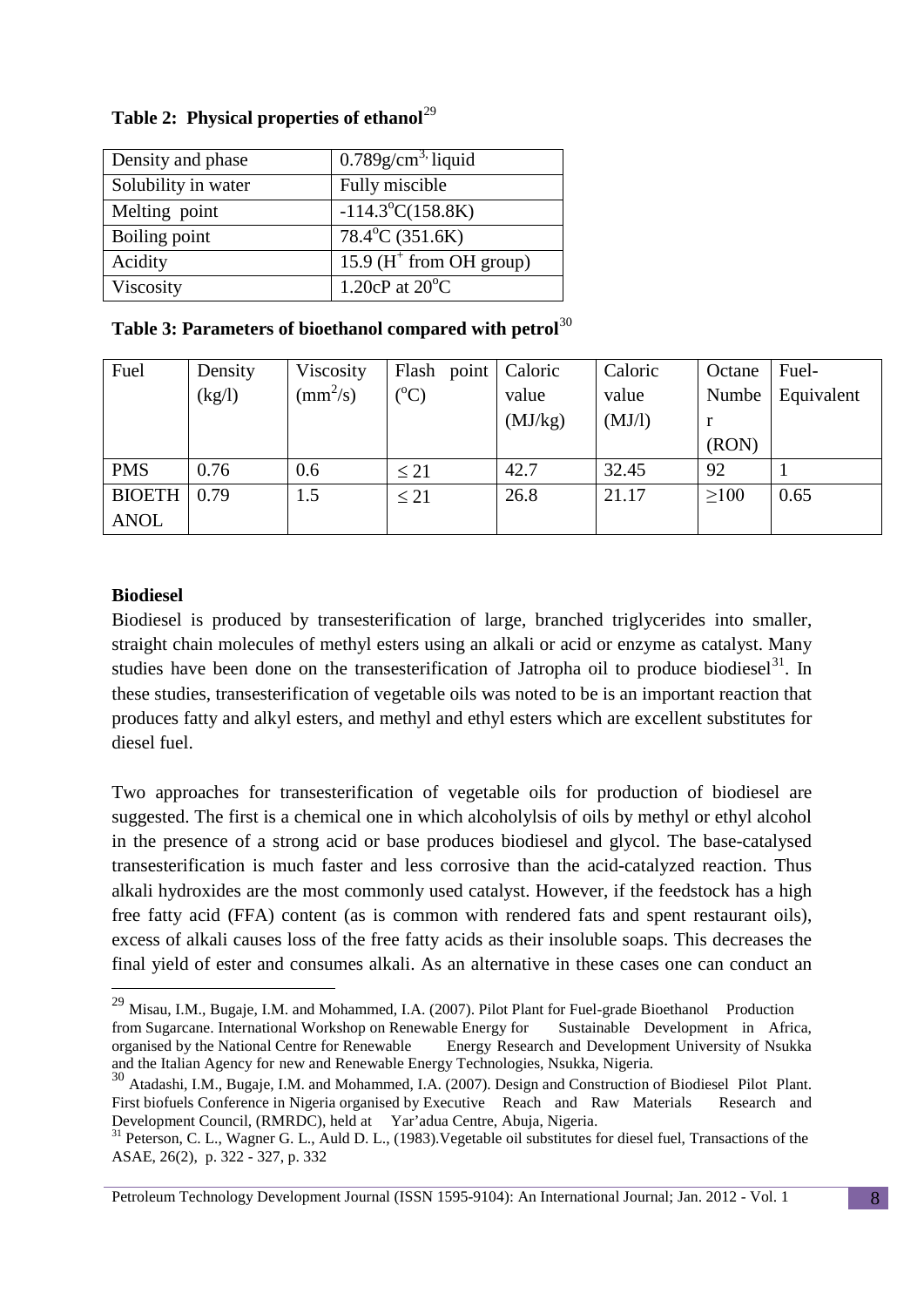**Table 2: Physical properties of ethanol**[29]

| | |
|---|---|
| Density and phase | $0.789g/cm^{3,}$ liquid |
| Solubility in water | Fully miscible |
| Melting point | $-114.3^oC(158.8K)$ |
| Boiling point | $78.4^oC$ (351.6K) |
| Acidity | 15.9 ($H^+$ from OH group) |
| Viscosity | 1.20cP at $20^oC$ |

**Table 3: Parameters of bioethanol compared with petrol**[30]

| Fuel | Density (kg/l) | Viscosity ($mm^2/s$) | Flash point ($^oC$) | Caloric value (MJ/kg) | Caloric value (MJ/l) | Octane Number (RON) | Fuel-Equivalent |
|---|---|---|---|---|---|---|---|
| PMS | 0.76 | 0.6 | $\leq 21$ | 42.7 | 32.45 | 92 | 1 |
| BIOETHANOL | 0.79 | 1.5 | $\leq 21$ | 26.8 | 21.17 | $\geq 100$ | 0.65 |

**Biodiesel**

Biodiesel is produced by transesterification of large, branched triglycerides into smaller, straight chain molecules of methyl esters using an alkali or acid or enzyme as catalyst. Many studies have been done on the transesterification of Jatropha oil to produce biodiesel[31]. In these studies, transesterification of vegetable oils was noted to be is an important reaction that produces fatty and alkyl esters, and methyl and ethyl esters which are excellent substitutes for diesel fuel.

Two approaches for transesterification of vegetable oils for production of biodiesel are suggested. The first is a chemical one in which alcoholylsis of oils by methyl or ethyl alcohol in the presence of a strong acid or base produces biodiesel and glycol. The base-catalysed transesterification is much faster and less corrosive than the acid-catalyzed reaction. Thus alkali hydroxides are the most commonly used catalyst. However, if the feedstock has a high free fatty acid (FFA) content (as is common with rendered fats and spent restaurant oils), excess of alkali causes loss of the free fatty acids as their insoluble soaps. This decreases the final yield of ester and consumes alkali. As an alternative in these cases one can conduct an

---

[29] Misau, I.M., Bugaje, I.M. and Mohammed, I.A. (2007). Pilot Plant for Fuel-grade Bioethanol Production from Sugarcane. International Workshop on Renewable Energy for Sustainable Development in Africa, organised by the National Centre for Renewable Energy Research and Development University of Nsukka and the Italian Agency for new and Renewable Energy Technologies, Nsukka, Nigeria.

[30] Atadashi, I.M., Bugaje, I.M. and Mohammed, I.A. (2007). Design and Construction of Biodiesel Pilot Plant. First biofuels Conference in Nigeria organised by Executive Reach and Raw Materials Research and Development Council, (RMRDC), held at Yar'adua Centre, Abuja, Nigeria.

[31] Peterson, C. L., Wagner G. L., Auld D. L., (1983).Vegetable oil substitutes for diesel fuel, Transactions of the ASAE, 26(2), p. 322 - 327, p. 332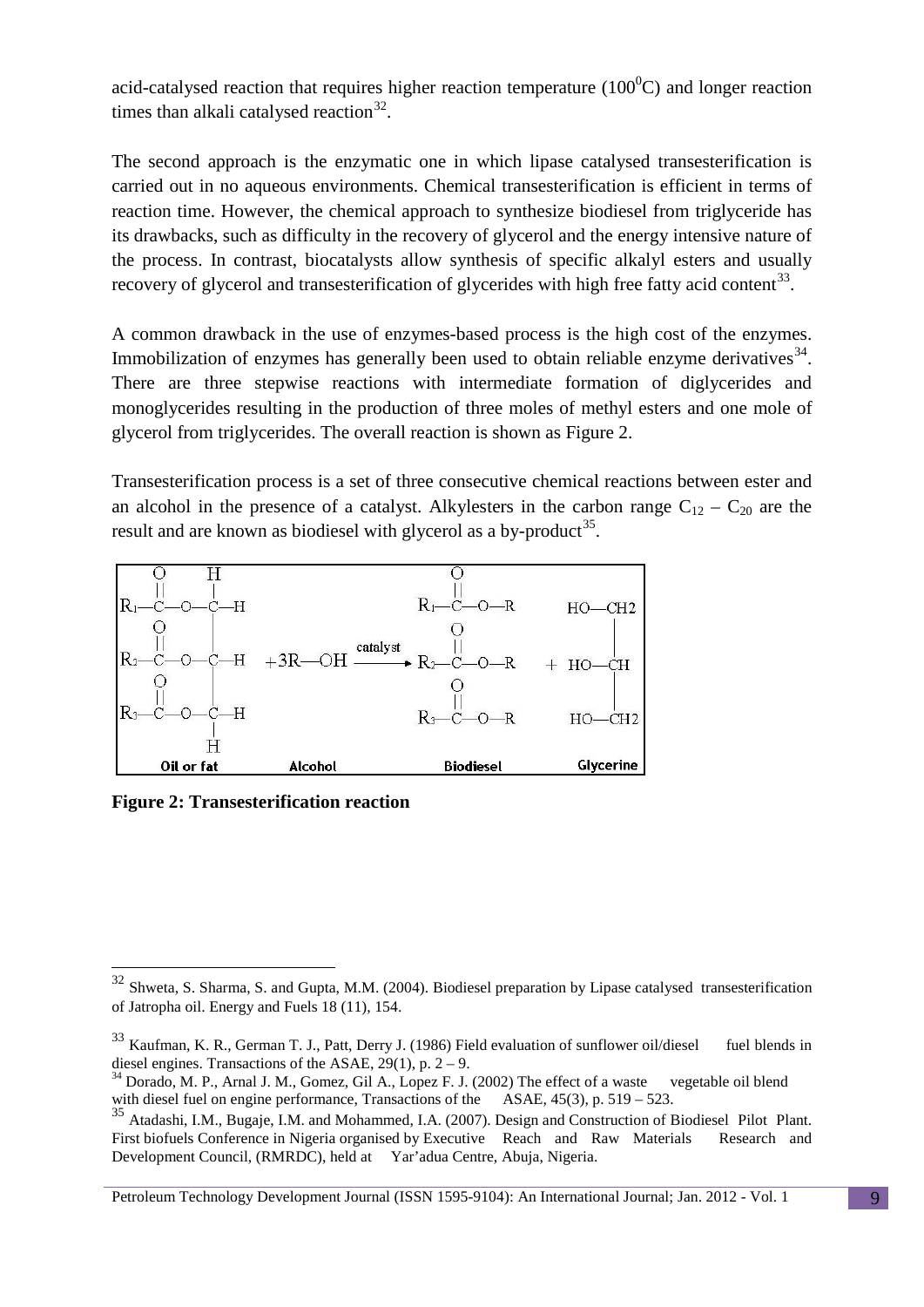acid-catalysed reaction that requires higher reaction temperature ($100^0$C) and longer reaction times than alkali catalysed reaction[32].

The second approach is the enzymatic one in which lipase catalysed transesterification is carried out in no aqueous environments. Chemical transesterification is efficient in terms of reaction time. However, the chemical approach to synthesize biodiesel from triglyceride has its drawbacks, such as difficulty in the recovery of glycerol and the energy intensive nature of the process. In contrast, biocatalysts allow synthesis of specific alkalyl esters and usually recovery of glycerol and transesterification of glycerides with high free fatty acid content[33].

A common drawback in the use of enzymes-based process is the high cost of the enzymes. Immobilization of enzymes has generally been used to obtain reliable enzyme derivatives[34]. There are three stepwise reactions with intermediate formation of diglycerides and monoglycerides resulting in the production of three moles of methyl esters and one mole of glycerol from triglycerides. The overall reaction is shown as Figure 2.

Transesterification process is a set of three consecutive chemical reactions between ester and an alcohol in the presence of a catalyst. Alkylesters in the carbon range $C_{12} - C_{20}$ are the result and are known as biodiesel with glycerol as a by-product[35].

**Figure 2: Transesterification reaction**

---

[32] Shweta, S. Sharma, S. and Gupta, M.M. (2004). Biodiesel preparation by Lipase catalysed transesterification of Jatropha oil. Energy and Fuels 18 (11), 154.

[33] Kaufman, K. R., German T. J., Patt, Derry J. (1986) Field evaluation of sunflower oil/diesel fuel blends in diesel engines. Transactions of the ASAE, 29(1), p. 2 – 9.

[34] Dorado, M. P., Arnal J. M., Gomez, Gil A., Lopez F. J. (2002) The effect of a waste vegetable oil blend with diesel fuel on engine performance, Transactions of the ASAE, 45(3), p. 519 – 523.

[35] Atadashi, I.M., Bugaje, I.M. and Mohammed, I.A. (2007). Design and Construction of Biodiesel Pilot Plant. First biofuels Conference in Nigeria organised by Executive Reach and Raw Materials Research and Development Council, (RMRDC), held at Yar'adua Centre, Abuja, Nigeria.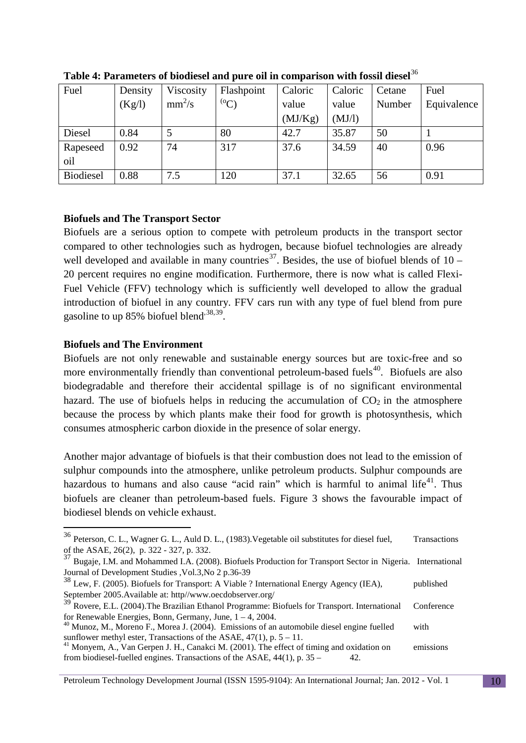**Table 4: Parameters of biodiesel and pure oil in comparison with fossil diesel**[36]

| Fuel | Density (Kg/l) | Viscosity $mm^2/s$ | Flashpoint ($^oC$) | Caloric value (MJ/Kg) | Caloric value (MJ/l) | Cetane Number | Fuel Equivalence |
|---|---|---|---|---|---|---|---|
| Diesel | 0.84 | 5 | 80 | 42.7 | 35.87 | 50 | 1 |
| Rapeseed oil | 0.92 | 74 | 317 | 37.6 | 34.59 | 40 | 0.96 |
| Biodiesel | 0.88 | 7.5 | 120 | 37.1 | 32.65 | 56 | 0.91 |

**Biofuels and The Transport Sector**

Biofuels are a serious option to compete with petroleum products in the transport sector compared to other technologies such as hydrogen, because biofuel technologies are already well developed and available in many countries[37]. Besides, the use of biofuel blends of 10 – 20 percent requires no engine modification. Furthermore, there is now what is called Flexi-Fuel Vehicle (FFV) technology which is sufficiently well developed to allow the gradual introduction of biofuel in any country. FFV cars run with any type of fuel blend from pure gasoline to up 85% biofuel blend[38,39].

**Biofuels and The Environment**

Biofuels are not only renewable and sustainable energy sources but are toxic-free and so more environmentally friendly than conventional petroleum-based fuels[40]. Biofuels are also biodegradable and therefore their accidental spillage is of no significant environmental hazard. The use of biofuels helps in reducing the accumulation of $CO_2$ in the atmosphere because the process by which plants make their food for growth is photosynthesis, which consumes atmospheric carbon dioxide in the presence of solar energy.

Another major advantage of biofuels is that their combustion does not lead to the emission of sulphur compounds into the atmosphere, unlike petroleum products. Sulphur compounds are hazardous to humans and also cause "acid rain" which is harmful to animal life[41]. Thus biofuels are cleaner than petroleum-based fuels. Figure 3 shows the favourable impact of biodiesel blends on vehicle exhaust.

---

[36] Peterson, C. L., Wagner G. L., Auld D. L., (1983).Vegetable oil substitutes for diesel fuel, Transactions of the ASAE, 26(2), p. 322 - 327, p. 332.

[37] Bugaje, I.M. and Mohammed I.A. (2008). Biofuels Production for Transport Sector in Nigeria. International Journal of Development Studies ,Vol.3,No 2 p.36-39

[38] Lew, F. (2005). Biofuels for Transport: A Viable ? International Energy Agency (IEA), published September 2005.Available at: http//www.oecdobserver.org/

[39] Rovere, E.L. (2004).The Brazilian Ethanol Programme: Biofuels for Transport. International Conference for Renewable Energies, Bonn, Germany, June, 1 – 4, 2004.

[40] Munoz, M., Moreno F., Morea J. (2004). Emissions of an automobile diesel engine fuelled with sunflower methyl ester, Transactions of the ASAE, 47(1), p. 5 – 11.

[41] Monyem, A., Van Gerpen J. H., Canakci M. (2001). The effect of timing and oxidation on emissions from biodiesel-fuelled engines. Transactions of the ASAE, 44(1), p. 35 – 42.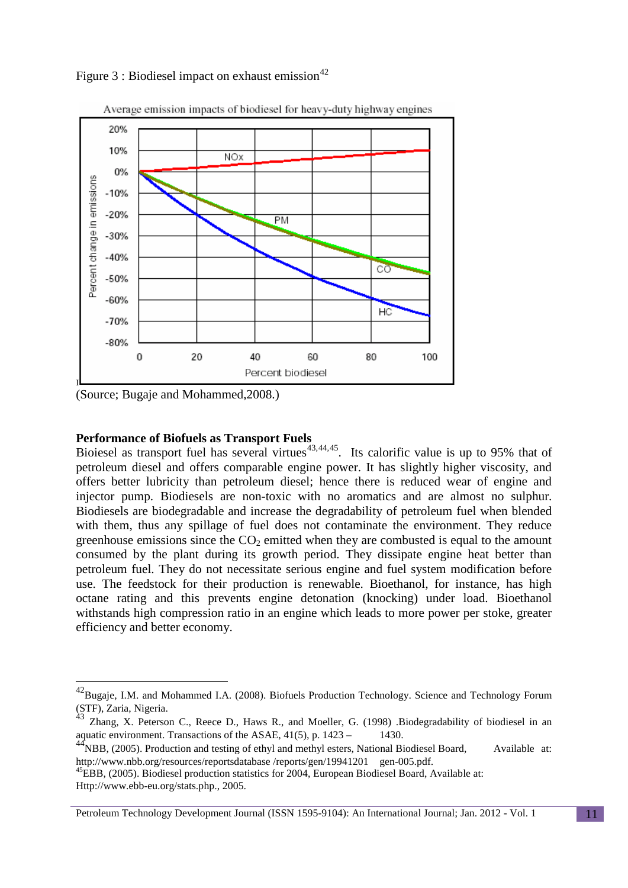Figure 3 : Biodiesel impact on exhaust emission[42]

(Source; Bugaje and Mohammed,2008.)

**Performance of Biofuels as Transport Fuels**

Bioiesel as transport fuel has several virtues[43,44,45]. Its calorific value is up to 95% that of petroleum diesel and offers comparable engine power. It has slightly higher viscosity, and offers better lubricity than petroleum diesel; hence there is reduced wear of engine and injector pump. Biodiesels are non-toxic with no aromatics and are almost no sulphur. Biodiesels are biodegradable and increase the degradability of petroleum fuel when blended with them, thus any spillage of fuel does not contaminate the environment. They reduce greenhouse emissions since the $CO_2$ emitted when they are combusted is equal to the amount consumed by the plant during its growth period. They dissipate engine heat better than petroleum fuel. They do not necessitate serious engine and fuel system modification before use. The feedstock for their production is renewable. Bioethanol, for instance, has high octane rating and this prevents engine detonation (knocking) under load. Bioethanol withstands high compression ratio in an engine which leads to more power per stoke, greater efficiency and better economy.

---

[42] Bugaje, I.M. and Mohammed I.A. (2008). Biofuels Production Technology. Science and Technology Forum (STF), Zaria, Nigeria.

[43] Zhang, X. Peterson C., Reece D., Haws R., and Moeller, G. (1998) .Biodegradability of biodiesel in an aquatic environment. Transactions of the ASAE, 41(5), p. 1423 – 1430.

[44] NBB, (2005). Production and testing of ethyl and methyl esters, National Biodiesel Board, Available at: http://www.nbb.org/resources/reportsdatabase /reports/gen/19941201 gen-005.pdf.

[45] EBB, (2005). Biodiesel production statistics for 2004, European Biodiesel Board, Available at: Http://www.ebb-eu.org/stats.php., 2005.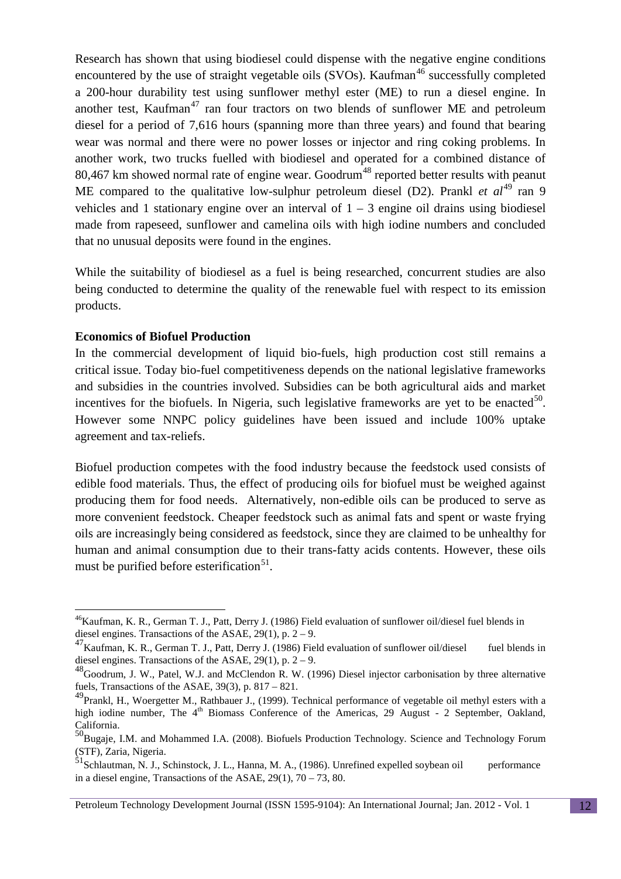Research has shown that using biodiesel could dispense with the negative engine conditions encountered by the use of straight vegetable oils (SVOs). Kaufman[46] successfully completed a 200-hour durability test using sunflower methyl ester (ME) to run a diesel engine. In another test, Kaufman[47] ran four tractors on two blends of sunflower ME and petroleum diesel for a period of 7,616 hours (spanning more than three years) and found that bearing wear was normal and there were no power losses or injector and ring coking problems. In another work, two trucks fuelled with biodiesel and operated for a combined distance of 80,467 km showed normal rate of engine wear. Goodrum[48] reported better results with peanut ME compared to the qualitative low-sulphur petroleum diesel (D2). Prankl *et al*[49] ran 9 vehicles and 1 stationary engine over an interval of 1 – 3 engine oil drains using biodiesel made from rapeseed, sunflower and camelina oils with high iodine numbers and concluded that no unusual deposits were found in the engines.

While the suitability of biodiesel as a fuel is being researched, concurrent studies are also being conducted to determine the quality of the renewable fuel with respect to its emission products.

**Economics of Biofuel Production**

In the commercial development of liquid bio-fuels, high production cost still remains a critical issue. Today bio-fuel competitiveness depends on the national legislative frameworks and subsidies in the countries involved. Subsidies can be both agricultural aids and market incentives for the biofuels. In Nigeria, such legislative frameworks are yet to be enacted[50]. However some NNPC policy guidelines have been issued and include 100% uptake agreement and tax-reliefs.

Biofuel production competes with the food industry because the feedstock used consists of edible food materials. Thus, the effect of producing oils for biofuel must be weighed against producing them for food needs. Alternatively, non-edible oils can be produced to serve as more convenient feedstock. Cheaper feedstock such as animal fats and spent or waste frying oils are increasingly being considered as feedstock, since they are claimed to be unhealthy for human and animal consumption due to their trans-fatty acids contents. However, these oils must be purified before esterification[51].

---

[46] Kaufman, K. R., German T. J., Patt, Derry J. (1986) Field evaluation of sunflower oil/diesel fuel blends in diesel engines. Transactions of the ASAE, 29(1), p. 2 – 9.

[47] Kaufman, K. R., German T. J., Patt, Derry J. (1986) Field evaluation of sunflower oil/diesel fuel blends in diesel engines. Transactions of the ASAE, 29(1), p. 2 – 9.

[48] Goodrum, J. W., Patel, W.J. and McClendon R. W. (1996) Diesel injector carbonisation by three alternative fuels, Transactions of the ASAE, 39(3), p. 817 – 821.

[49] Prankl, H., Woergetter M., Rathbauer J., (1999). Technical performance of vegetable oil methyl esters with a high iodine number, The 4th Biomass Conference of the Americas, 29 August - 2 September, Oakland, California.

[50] Bugaje, I.M. and Mohammed I.A. (2008). Biofuels Production Technology. Science and Technology Forum (STF), Zaria, Nigeria.

[51] Schlautman, N. J., Schinstock, J. L., Hanna, M. A., (1986). Unrefined expelled soybean oil performance in a diesel engine, Transactions of the ASAE, 29(1), 70 – 73, 80.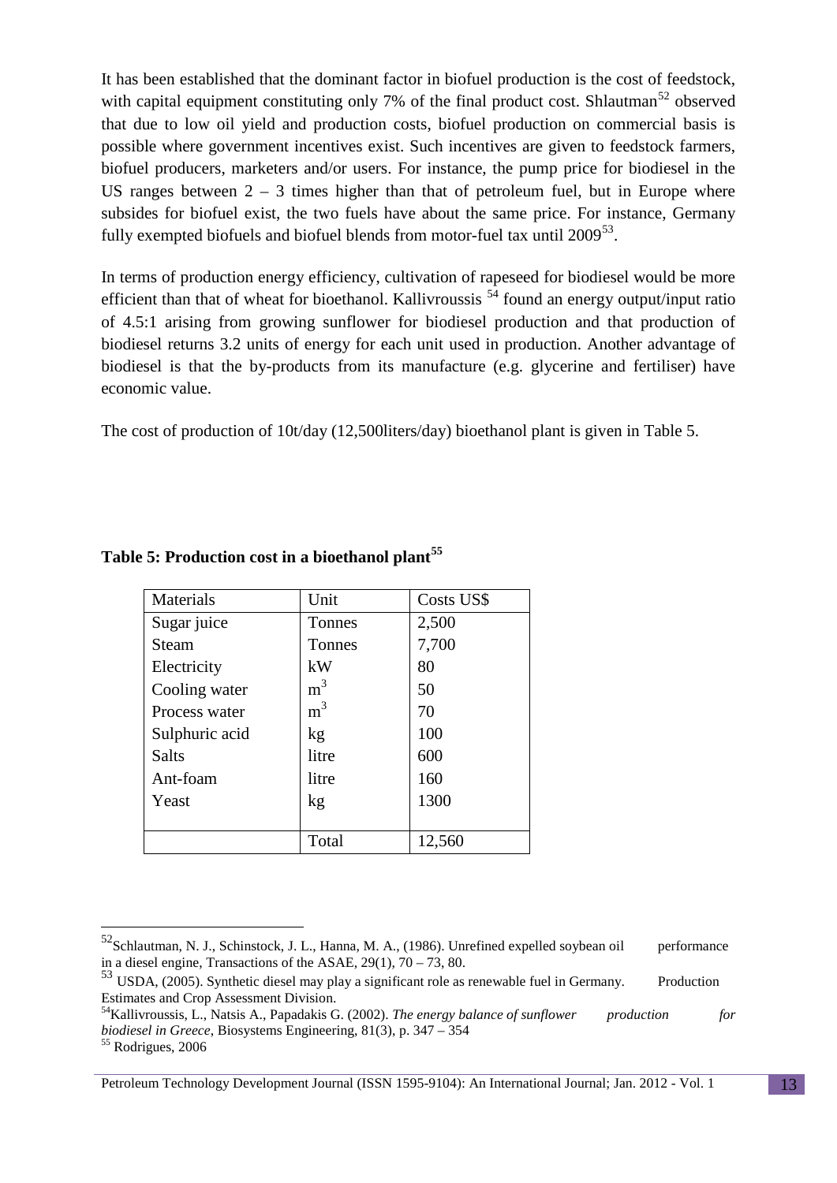It has been established that the dominant factor in biofuel production is the cost of feedstock, with capital equipment constituting only 7% of the final product cost. Shlautman[52] observed that due to low oil yield and production costs, biofuel production on commercial basis is possible where government incentives exist. Such incentives are given to feedstock farmers, biofuel producers, marketers and/or users. For instance, the pump price for biodiesel in the US ranges between 2 – 3 times higher than that of petroleum fuel, but in Europe where subsides for biofuel exist, the two fuels have about the same price. For instance, Germany fully exempted biofuels and biofuel blends from motor-fuel tax until 2009[53].

In terms of production energy efficiency, cultivation of rapeseed for biodiesel would be more efficient than that of wheat for bioethanol. Kallivroussis [54] found an energy output/input ratio of 4.5:1 arising from growing sunflower for biodiesel production and that production of biodiesel returns 3.2 units of energy for each unit used in production. Another advantage of biodiesel is that the by-products from its manufacture (e.g. glycerine and fertiliser) have economic value.

The cost of production of 10t/day (12,500liters/day) bioethanol plant is given in Table 5.

**Table 5: Production cost in a bioethanol plant[55]**

| Materials | Unit | Costs US$ |
|---|---|---|
| Sugar juice | Tonnes | 2,500 |
| Steam | Tonnes | 7,700 |
| Electricity | kW | 80 |
| Cooling water | $m^3$ | 50 |
| Process water | $m^3$ | 70 |
| Sulphuric acid | kg | 100 |
| Salts | litre | 600 |
| Ant-foam | litre | 160 |
| Yeast | kg | 1300 |
| | Total | 12,560 |

[52] Schlautman, N. J., Schinstock, J. L., Hanna, M. A., (1986). Unrefined expelled soybean oil performance in a diesel engine, Transactions of the ASAE, 29(1), 70 – 73, 80.

[53] USDA, (2005). Synthetic diesel may play a significant role as renewable fuel in Germany. Production Estimates and Crop Assessment Division.

[54] Kallivroussis, L., Natsis A., Papadakis G. (2002). *The energy balance of sunflower production for biodiesel in Greece*, Biosystems Engineering, 81(3), p. 347 – 354

[55] Rodrigues, 2006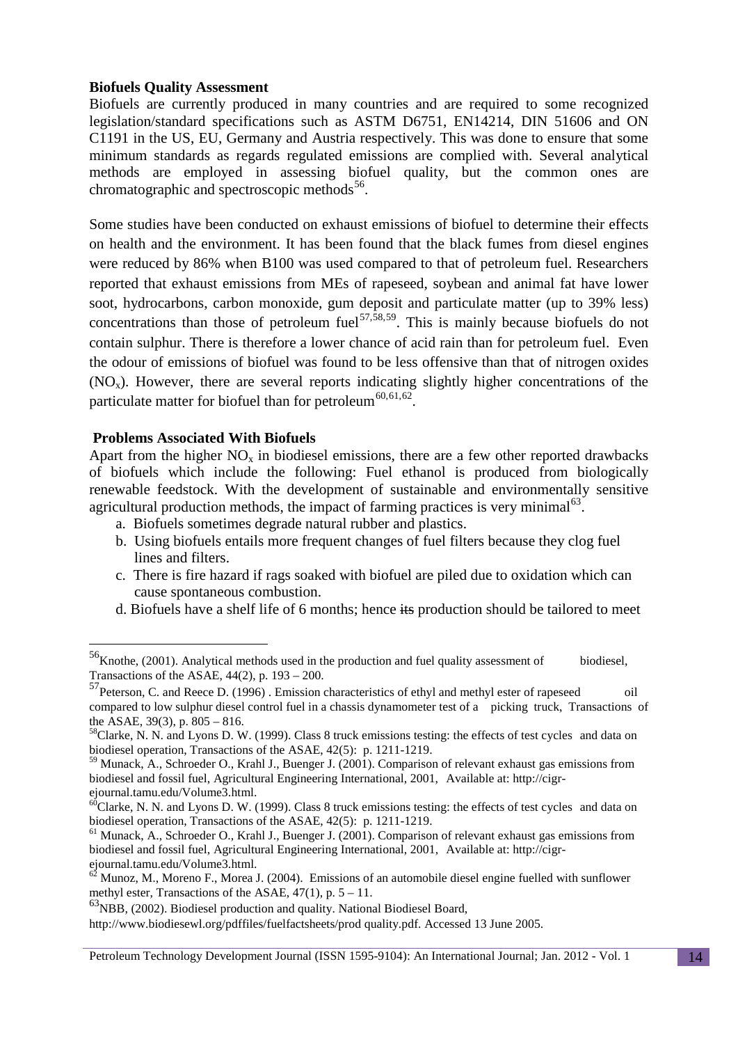**Biofuels Quality Assessment**

Biofuels are currently produced in many countries and are required to some recognized legislation/standard specifications such as ASTM D6751, EN14214, DIN 51606 and ON C1191 in the US, EU, Germany and Austria respectively. This was done to ensure that some minimum standards as regards regulated emissions are complied with. Several analytical methods are employed in assessing biofuel quality, but the common ones are chromatographic and spectroscopic methods[56].

Some studies have been conducted on exhaust emissions of biofuel to determine their effects on health and the environment. It has been found that the black fumes from diesel engines were reduced by 86% when B100 was used compared to that of petroleum fuel. Researchers reported that exhaust emissions from MEs of rapeseed, soybean and animal fat have lower soot, hydrocarbons, carbon monoxide, gum deposit and particulate matter (up to 39% less) concentrations than those of petroleum fuel[57,58,59]. This is mainly because biofuels do not contain sulphur. There is therefore a lower chance of acid rain than for petroleum fuel. Even the odour of emissions of biofuel was found to be less offensive than that of nitrogen oxides ($NO_x$). However, there are several reports indicating slightly higher concentrations of the particulate matter for biofuel than for petroleum[60,61,62].

**Problems Associated With Biofuels**

Apart from the higher $NO_x$ in biodiesel emissions, there are a few other reported drawbacks of biofuels which include the following: Fuel ethanol is produced from biologically renewable feedstock. With the development of sustainable and environmentally sensitive agricultural production methods, the impact of farming practices is very minimal[63].

a. Biofuels sometimes degrade natural rubber and plastics.
b. Using biofuels entails more frequent changes of fuel filters because they clog fuel lines and filters.
c. There is fire hazard if rags soaked with biofuel are piled due to oxidation which can cause spontaneous combustion.
d. Biofuels have a shelf life of 6 months; hence ~~its~~ production should be tailored to meet

---

[56] Knothe, (2001). Analytical methods used in the production and fuel quality assessment of biodiesel, Transactions of the ASAE, 44(2), p. 193 – 200.

[57] Peterson, C. and Reece D. (1996) . Emission characteristics of ethyl and methyl ester of rapeseed oil compared to low sulphur diesel control fuel in a chassis dynamometer test of a picking truck, Transactions of the ASAE, 39(3), p. 805 – 816.

[58] Clarke, N. N. and Lyons D. W. (1999). Class 8 truck emissions testing: the effects of test cycles and data on biodiesel operation, Transactions of the ASAE, 42(5): p. 1211-1219.

[59] Munack, A., Schroeder O., Krahl J., Buenger J. (2001). Comparison of relevant exhaust gas emissions from biodiesel and fossil fuel, Agricultural Engineering International, 2001, Available at: http://cigr-ejournal.tamu.edu/Volume3.html.

[60] Clarke, N. N. and Lyons D. W. (1999). Class 8 truck emissions testing: the effects of test cycles and data on biodiesel operation, Transactions of the ASAE, 42(5): p. 1211-1219.

[61] Munack, A., Schroeder O., Krahl J., Buenger J. (2001). Comparison of relevant exhaust gas emissions from biodiesel and fossil fuel, Agricultural Engineering International, 2001, Available at: http://cigr-ejournal.tamu.edu/Volume3.html.

[62] Munoz, M., Moreno F., Morea J. (2004). Emissions of an automobile diesel engine fuelled with sunflower methyl ester, Transactions of the ASAE, 47(1), p. 5 – 11.

[63] NBB, (2002). Biodiesel production and quality. National Biodiesel Board, http://www.biodiesewl.org/pdffiles/fuelfactsheets/prod quality.pdf. Accessed 13 June 2005.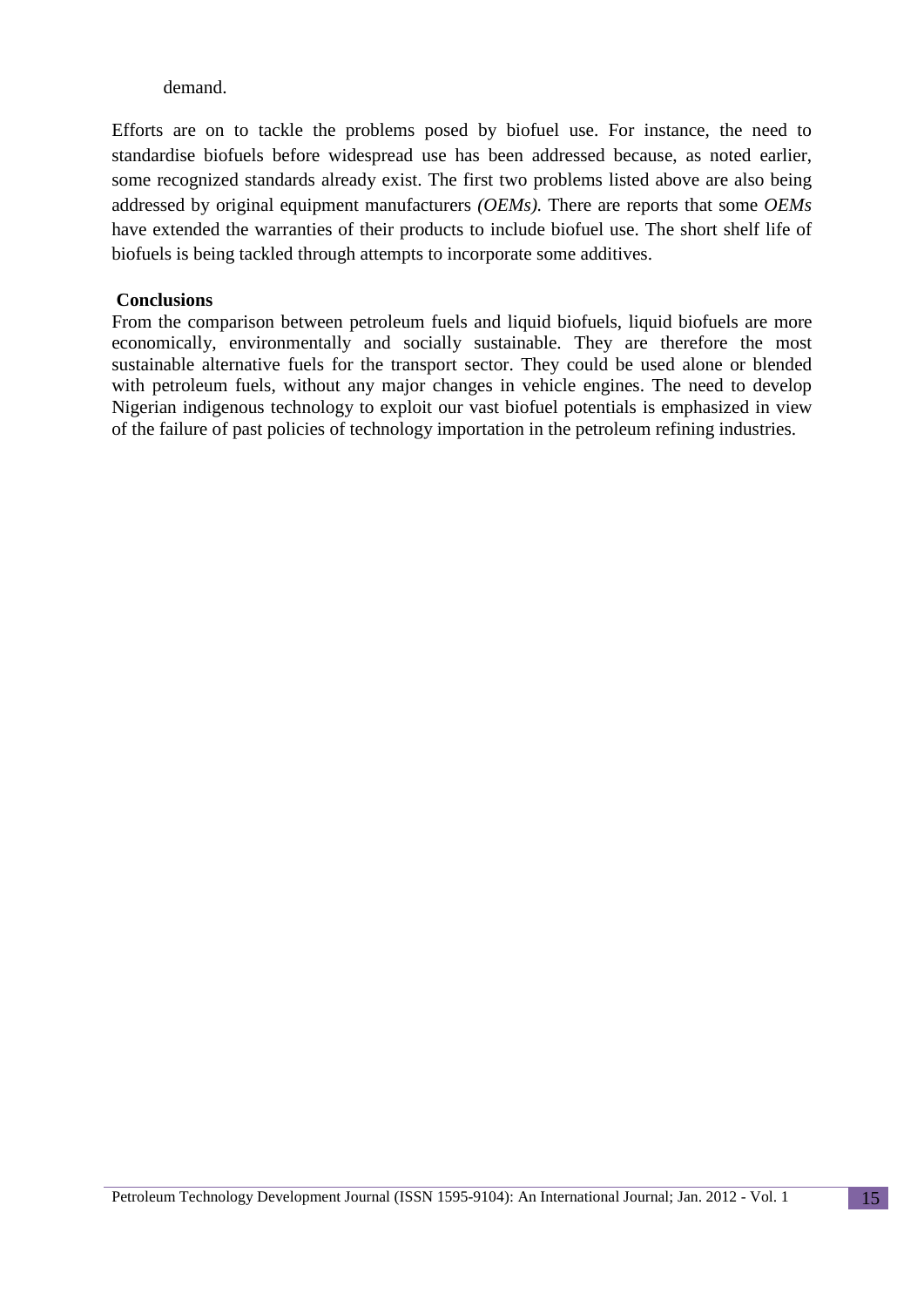demand.

Efforts are on to tackle the problems posed by biofuel use. For instance, the need to standardise biofuels before widespread use has been addressed because, as noted earlier, some recognized standards already exist. The first two problems listed above are also being addressed by original equipment manufacturers *(OEMs).* There are reports that some *OEMs* have extended the warranties of their products to include biofuel use. The short shelf life of biofuels is being tackled through attempts to incorporate some additives.

## Conclusions

From the comparison between petroleum fuels and liquid biofuels, liquid biofuels are more economically, environmentally and socially sustainable. They are therefore the most sustainable alternative fuels for the transport sector. They could be used alone or blended with petroleum fuels, without any major changes in vehicle engines. The need to develop Nigerian indigenous technology to exploit our vast biofuel potentials is emphasized in view of the failure of past policies of technology importation in the petroleum refining industries.